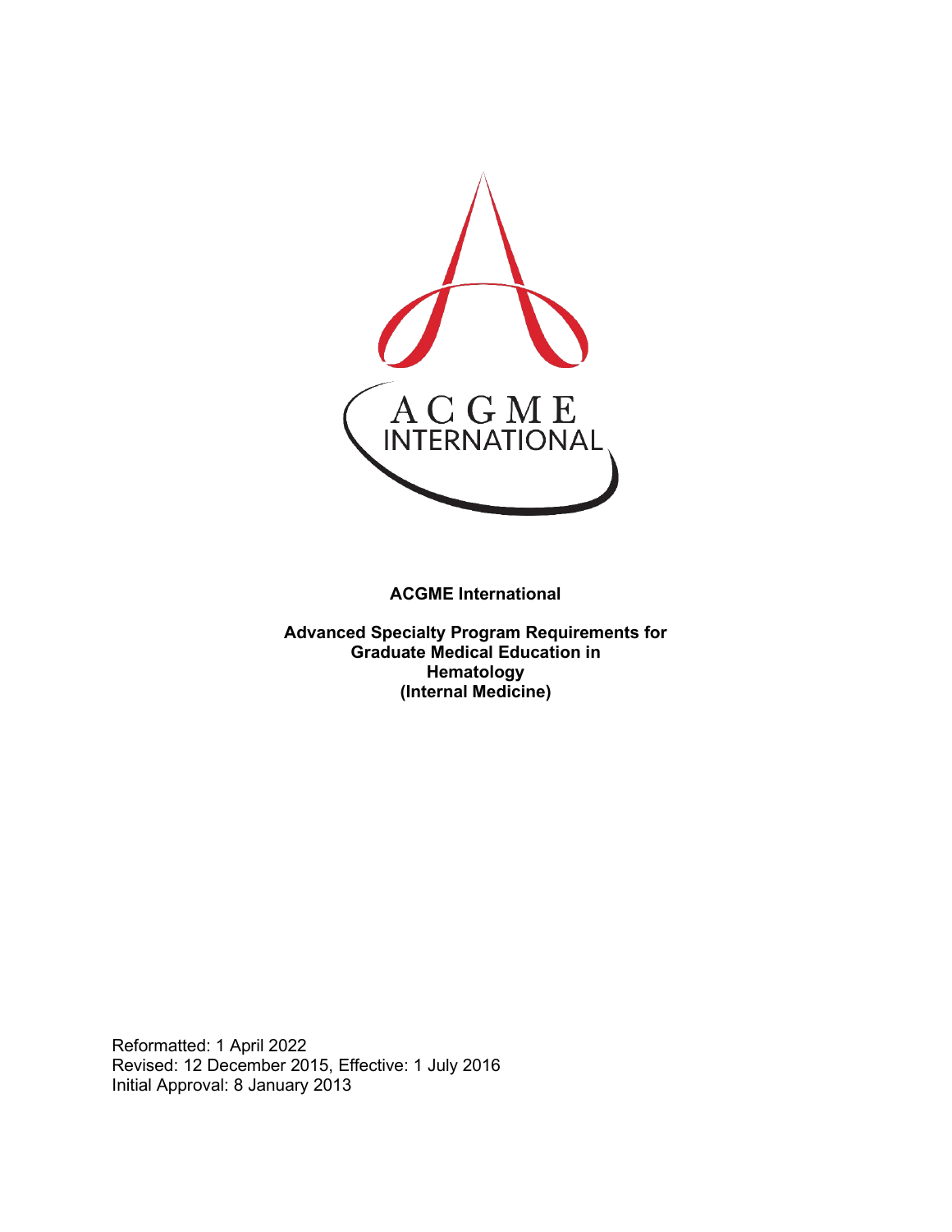**ACGME International**

**Advanced Specialty Program Requirements for Graduate Medical Education in Hematology (Internal Medicine)**

Reformatted: 1 April 2022
Revised: 12 December 2015, Effective: 1 July 2016
Initial Approval: 8 January 2013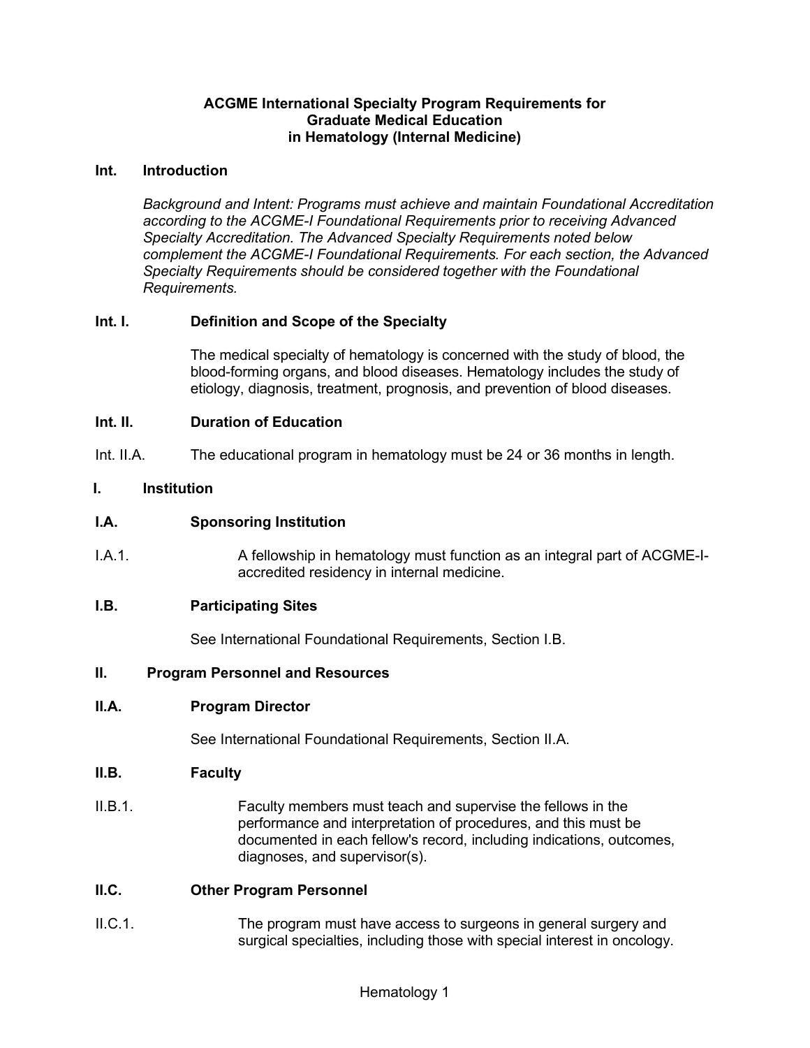**ACGME International Specialty Program Requirements for Graduate Medical Education in Hematology (Internal Medicine)**

## Int. Introduction

*Background and Intent: Programs must achieve and maintain Foundational Accreditation according to the ACGME-I Foundational Requirements prior to receiving Advanced Specialty Accreditation. The Advanced Specialty Requirements noted below complement the ACGME-I Foundational Requirements. For each section, the Advanced Specialty Requirements should be considered together with the Foundational Requirements.*

### Int. I. Definition and Scope of the Specialty

The medical specialty of hematology is concerned with the study of blood, the blood-forming organs, and blood diseases. Hematology includes the study of etiology, diagnosis, treatment, prognosis, and prevention of blood diseases.

### Int. II. Duration of Education

Int. II.A. The educational program in hematology must be 24 or 36 months in length.

## I. Institution

### I.A. Sponsoring Institution

I.A.1. A fellowship in hematology must function as an integral part of ACGME-I-accredited residency in internal medicine.

### I.B. Participating Sites

See International Foundational Requirements, Section I.B.

## II. Program Personnel and Resources

### II.A. Program Director

See International Foundational Requirements, Section II.A.

### II.B. Faculty

II.B.1. Faculty members must teach and supervise the fellows in the performance and interpretation of procedures, and this must be documented in each fellow's record, including indications, outcomes, diagnoses, and supervisor(s).

### II.C. Other Program Personnel

II.C.1. The program must have access to surgeons in general surgery and surgical specialties, including those with special interest in oncology.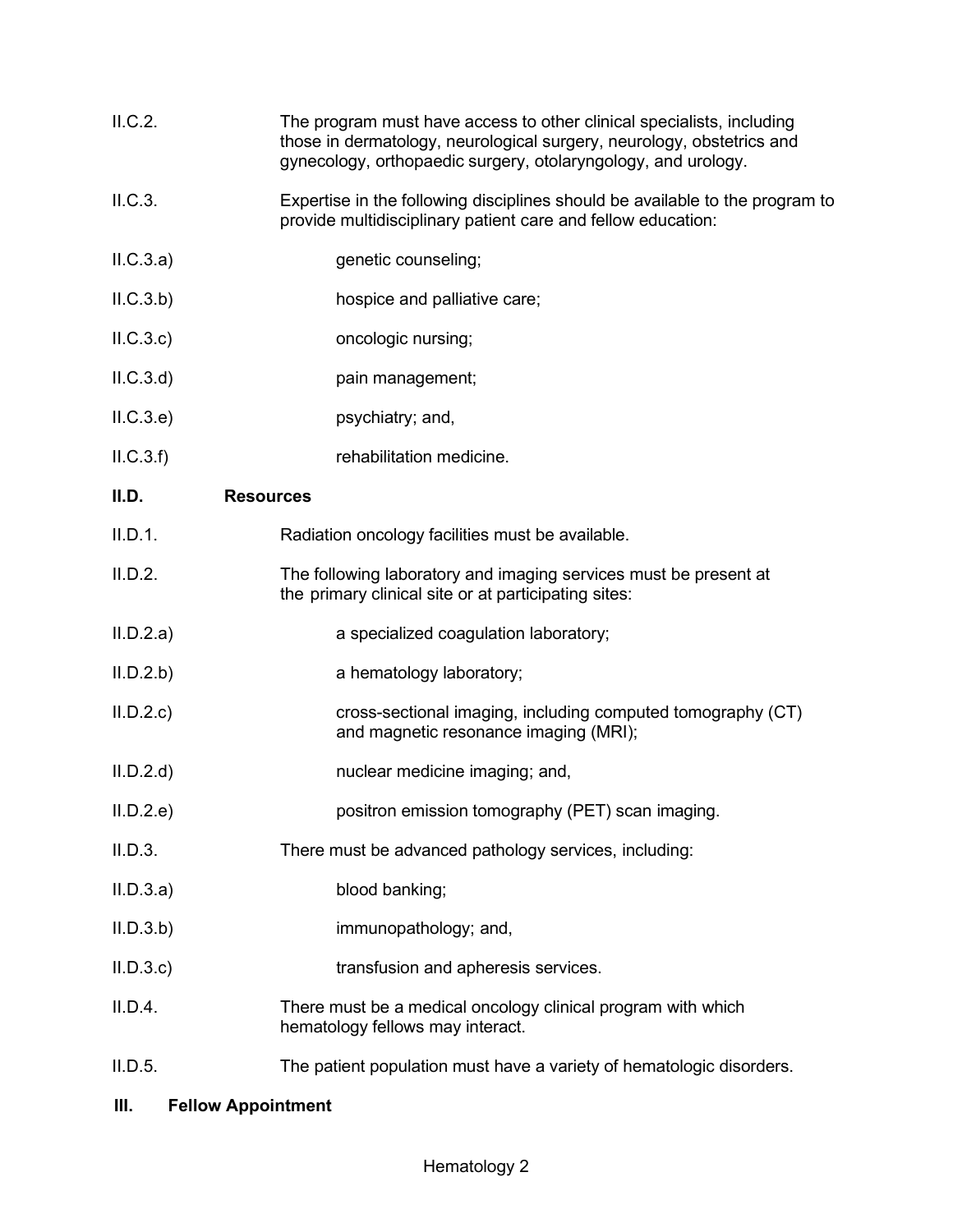II.C.2. The program must have access to other clinical specialists, including those in dermatology, neurological surgery, neurology, obstetrics and gynecology, orthopaedic surgery, otolaryngology, and urology.

II.C.3. Expertise in the following disciplines should be available to the program to provide multidisciplinary patient care and fellow education:

II.C.3.a) genetic counseling;

II.C.3.b) hospice and palliative care;

II.C.3.c) oncologic nursing;

II.C.3.d) pain management;

II.C.3.e) psychiatry; and,

II.C.3.f) rehabilitation medicine.

## II.D. Resources

II.D.1. Radiation oncology facilities must be available.

II.D.2. The following laboratory and imaging services must be present at the primary clinical site or at participating sites:

II.D.2.a) a specialized coagulation laboratory;

II.D.2.b) a hematology laboratory;

II.D.2.c) cross-sectional imaging, including computed tomography (CT) and magnetic resonance imaging (MRI);

II.D.2.d) nuclear medicine imaging; and,

II.D.2.e) positron emission tomography (PET) scan imaging.

II.D.3. There must be advanced pathology services, including:

II.D.3.a) blood banking;

II.D.3.b) immunopathology; and,

II.D.3.c) transfusion and apheresis services.

II.D.4. There must be a medical oncology clinical program with which hematology fellows may interact.

II.D.5. The patient population must have a variety of hematologic disorders.

# III. Fellow Appointment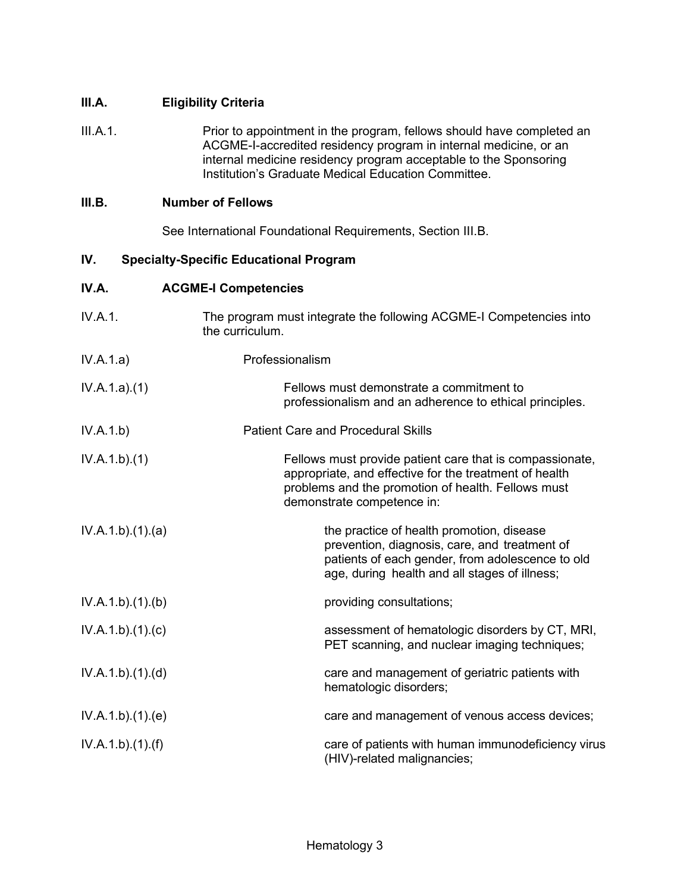**III.A. Eligibility Criteria**

III.A.1. Prior to appointment in the program, fellows should have completed an ACGME-I-accredited residency program in internal medicine, or an internal medicine residency program acceptable to the Sponsoring Institution's Graduate Medical Education Committee.

**III.B. Number of Fellows**

See International Foundational Requirements, Section III.B.

**IV. Specialty-Specific Educational Program**

**IV.A. ACGME-I Competencies**

IV.A.1. The program must integrate the following ACGME-I Competencies into the curriculum.

IV.A.1.a) Professionalism

IV.A.1.a).(1) Fellows must demonstrate a commitment to professionalism and an adherence to ethical principles.

IV.A.1.b) Patient Care and Procedural Skills

IV.A.1.b).(1) Fellows must provide patient care that is compassionate, appropriate, and effective for the treatment of health problems and the promotion of health. Fellows must demonstrate competence in:

IV.A.1.b).(1).(a) the practice of health promotion, disease prevention, diagnosis, care, and treatment of patients of each gender, from adolescence to old age, during health and all stages of illness;

IV.A.1.b).(1).(b) providing consultations;

IV.A.1.b).(1).(c) assessment of hematologic disorders by CT, MRI, PET scanning, and nuclear imaging techniques;

IV.A.1.b).(1).(d) care and management of geriatric patients with hematologic disorders;

IV.A.1.b).(1).(e) care and management of venous access devices;

IV.A.1.b).(1).(f) care of patients with human immunodeficiency virus (HIV)-related malignancies;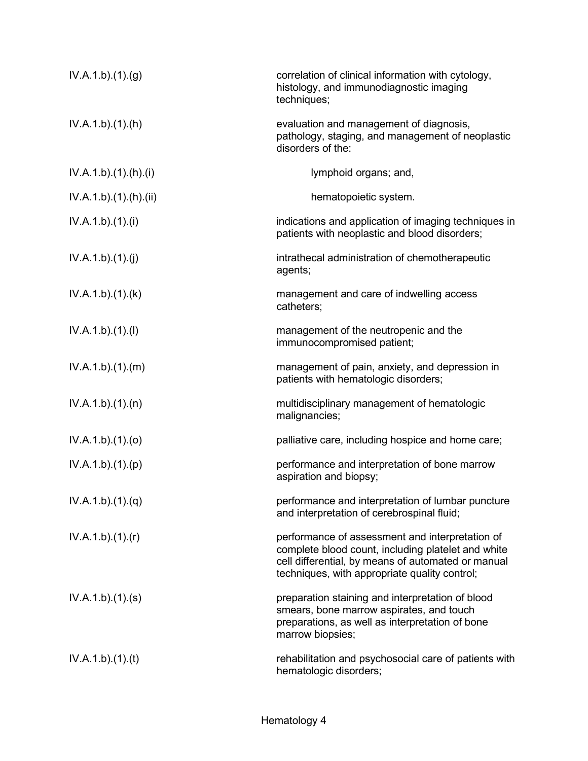| | |
|---|---|
| IV.A.1.b).(1).(g) | correlation of clinical information with cytology, histology, and immunodiagnostic imaging techniques; |
| IV.A.1.b).(1).(h) | evaluation and management of diagnosis, pathology, staging, and management of neoplastic disorders of the: |
| IV.A.1.b).(1).(h).(i) | lymphoid organs; and, |
| IV.A.1.b).(1).(h).(ii) | hematopoietic system. |
| IV.A.1.b).(1).(i) | indications and application of imaging techniques in patients with neoplastic and blood disorders; |
| IV.A.1.b).(1).(j) | intrathecal administration of chemotherapeutic agents; |
| IV.A.1.b).(1).(k) | management and care of indwelling access catheters; |
| IV.A.1.b).(1).(l) | management of the neutropenic and the immunocompromised patient; |
| IV.A.1.b).(1).(m) | management of pain, anxiety, and depression in patients with hematologic disorders; |
| IV.A.1.b).(1).(n) | multidisciplinary management of hematologic malignancies; |
| IV.A.1.b).(1).(o) | palliative care, including hospice and home care; |
| IV.A.1.b).(1).(p) | performance and interpretation of bone marrow aspiration and biopsy; |
| IV.A.1.b).(1).(q) | performance and interpretation of lumbar puncture and interpretation of cerebrospinal fluid; |
| IV.A.1.b).(1).(r) | performance of assessment and interpretation of complete blood count, including platelet and white cell differential, by means of automated or manual techniques, with appropriate quality control; |
| IV.A.1.b).(1).(s) | preparation staining and interpretation of blood smears, bone marrow aspirates, and touch preparations, as well as interpretation of bone marrow biopsies; |
| IV.A.1.b).(1).(t) | rehabilitation and psychosocial care of patients with hematologic disorders; |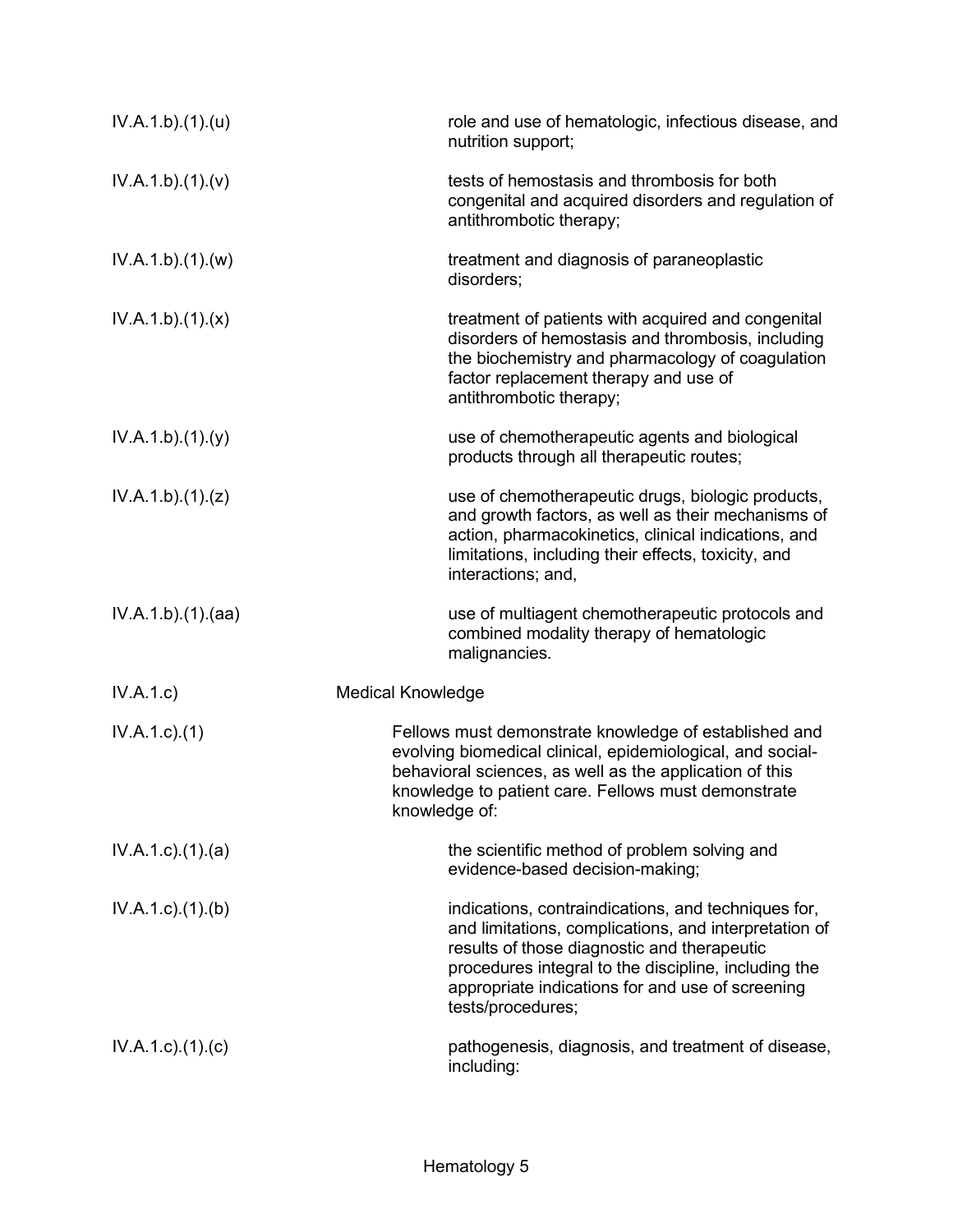| | |
|---|---|
| IV.A.1.b).(1).(u) | role and use of hematologic, infectious disease, and nutrition support; |
| IV.A.1.b).(1).(v) | tests of hemostasis and thrombosis for both congenital and acquired disorders and regulation of antithrombotic therapy; |
| IV.A.1.b).(1).(w) | treatment and diagnosis of paraneoplastic disorders; |
| IV.A.1.b).(1).(x) | treatment of patients with acquired and congenital disorders of hemostasis and thrombosis, including the biochemistry and pharmacology of coagulation factor replacement therapy and use of antithrombotic therapy; |
| IV.A.1.b).(1).(y) | use of chemotherapeutic agents and biological products through all therapeutic routes; |
| IV.A.1.b).(1).(z) | use of chemotherapeutic drugs, biologic products, and growth factors, as well as their mechanisms of action, pharmacokinetics, clinical indications, and limitations, including their effects, toxicity, and interactions; and, |
| IV.A.1.b).(1).(aa) | use of multiagent chemotherapeutic protocols and combined modality therapy of hematologic malignancies. |
| IV.A.1.c) | Medical Knowledge |
| IV.A.1.c).(1) | Fellows must demonstrate knowledge of established and evolving biomedical clinical, epidemiological, and social-behavioral sciences, as well as the application of this knowledge to patient care. Fellows must demonstrate knowledge of: |
| IV.A.1.c).(1).(a) | the scientific method of problem solving and evidence-based decision-making; |
| IV.A.1.c).(1).(b) | indications, contraindications, and techniques for, and limitations, complications, and interpretation of results of those diagnostic and therapeutic procedures integral to the discipline, including the appropriate indications for and use of screening tests/procedures; |
| IV.A.1.c).(1).(c) | pathogenesis, diagnosis, and treatment of disease, including: |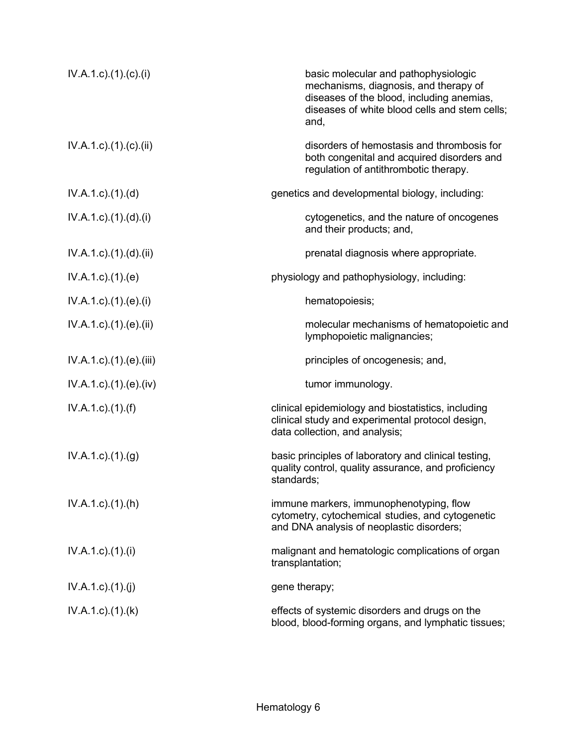| | |
|---|---|
| IV.A.1.c).(1).(c).(i) | basic molecular and pathophysiologic mechanisms, diagnosis, and therapy of diseases of the blood, including anemias, diseases of white blood cells and stem cells; and, |
| IV.A.1.c).(1).(c).(ii) | disorders of hemostasis and thrombosis for both congenital and acquired disorders and regulation of antithrombotic therapy. |
| IV.A.1.c).(1).(d) | genetics and developmental biology, including: |
| IV.A.1.c).(1).(d).(i) | cytogenetics, and the nature of oncogenes and their products; and, |
| IV.A.1.c).(1).(d).(ii) | prenatal diagnosis where appropriate. |
| IV.A.1.c).(1).(e) | physiology and pathophysiology, including: |
| IV.A.1.c).(1).(e).(i) | hematopoiesis; |
| IV.A.1.c).(1).(e).(ii) | molecular mechanisms of hematopoietic and lymphopoietic malignancies; |
| IV.A.1.c).(1).(e).(iii) | principles of oncogenesis; and, |
| IV.A.1.c).(1).(e).(iv) | tumor immunology. |
| IV.A.1.c).(1).(f) | clinical epidemiology and biostatistics, including clinical study and experimental protocol design, data collection, and analysis; |
| IV.A.1.c).(1).(g) | basic principles of laboratory and clinical testing, quality control, quality assurance, and proficiency standards; |
| IV.A.1.c).(1).(h) | immune markers, immunophenotyping, flow cytometry, cytochemical studies, and cytogenetic and DNA analysis of neoplastic disorders; |
| IV.A.1.c).(1).(i) | malignant and hematologic complications of organ transplantation; |
| IV.A.1.c).(1).(j) | gene therapy; |
| IV.A.1.c).(1).(k) | effects of systemic disorders and drugs on the blood, blood-forming organs, and lymphatic tissues; |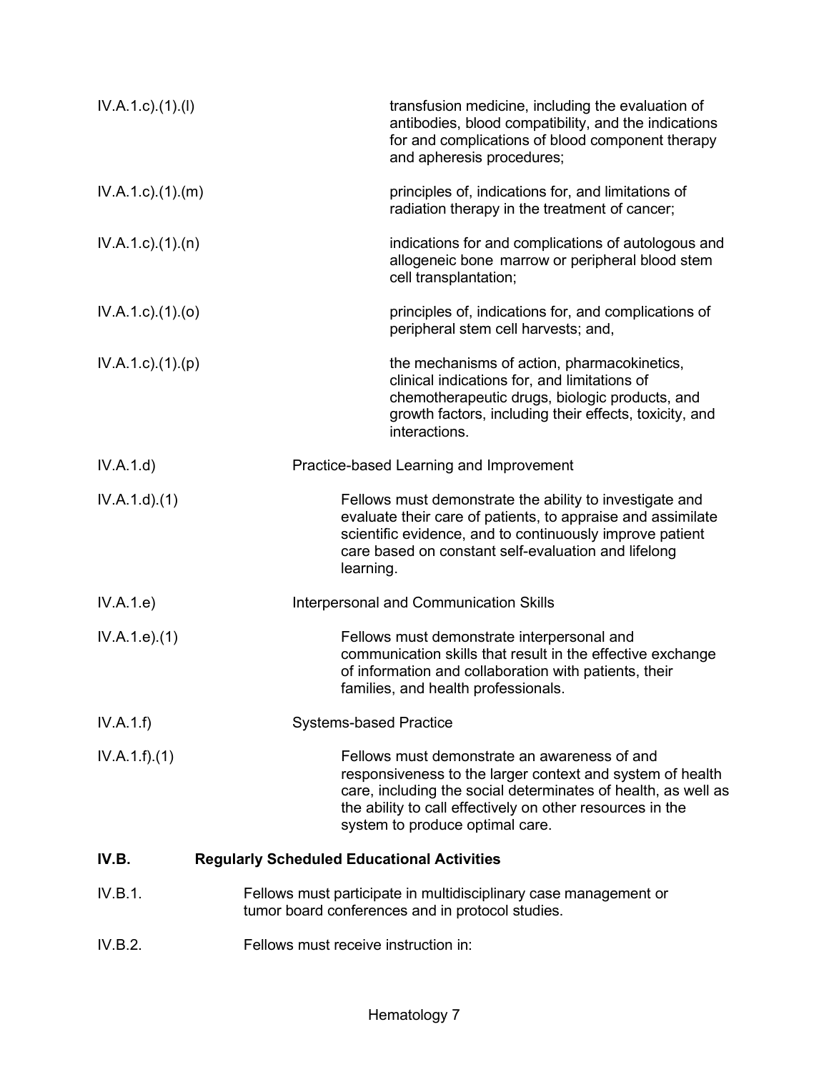IV.A.1.c).(1).(l) transfusion medicine, including the evaluation of antibodies, blood compatibility, and the indications for and complications of blood component therapy and apheresis procedures;

IV.A.1.c).(1).(m) principles of, indications for, and limitations of radiation therapy in the treatment of cancer;

IV.A.1.c).(1).(n) indications for and complications of autologous and allogeneic bone marrow or peripheral blood stem cell transplantation;

IV.A.1.c).(1).(o) principles of, indications for, and complications of peripheral stem cell harvests; and,

IV.A.1.c).(1).(p) the mechanisms of action, pharmacokinetics, clinical indications for, and limitations of chemotherapeutic drugs, biologic products, and growth factors, including their effects, toxicity, and interactions.

IV.A.1.d) Practice-based Learning and Improvement

IV.A.1.d).(1) Fellows must demonstrate the ability to investigate and evaluate their care of patients, to appraise and assimilate scientific evidence, and to continuously improve patient care based on constant self-evaluation and lifelong learning.

IV.A.1.e) Interpersonal and Communication Skills

IV.A.1.e).(1) Fellows must demonstrate interpersonal and communication skills that result in the effective exchange of information and collaboration with patients, their families, and health professionals.

IV.A.1.f) Systems-based Practice

IV.A.1.f).(1) Fellows must demonstrate an awareness of and responsiveness to the larger context and system of health care, including the social determinates of health, as well as the ability to call effectively on other resources in the system to produce optimal care.

**IV.B. Regularly Scheduled Educational Activities**

IV.B.1. Fellows must participate in multidisciplinary case management or tumor board conferences and in protocol studies.

IV.B.2. Fellows must receive instruction in: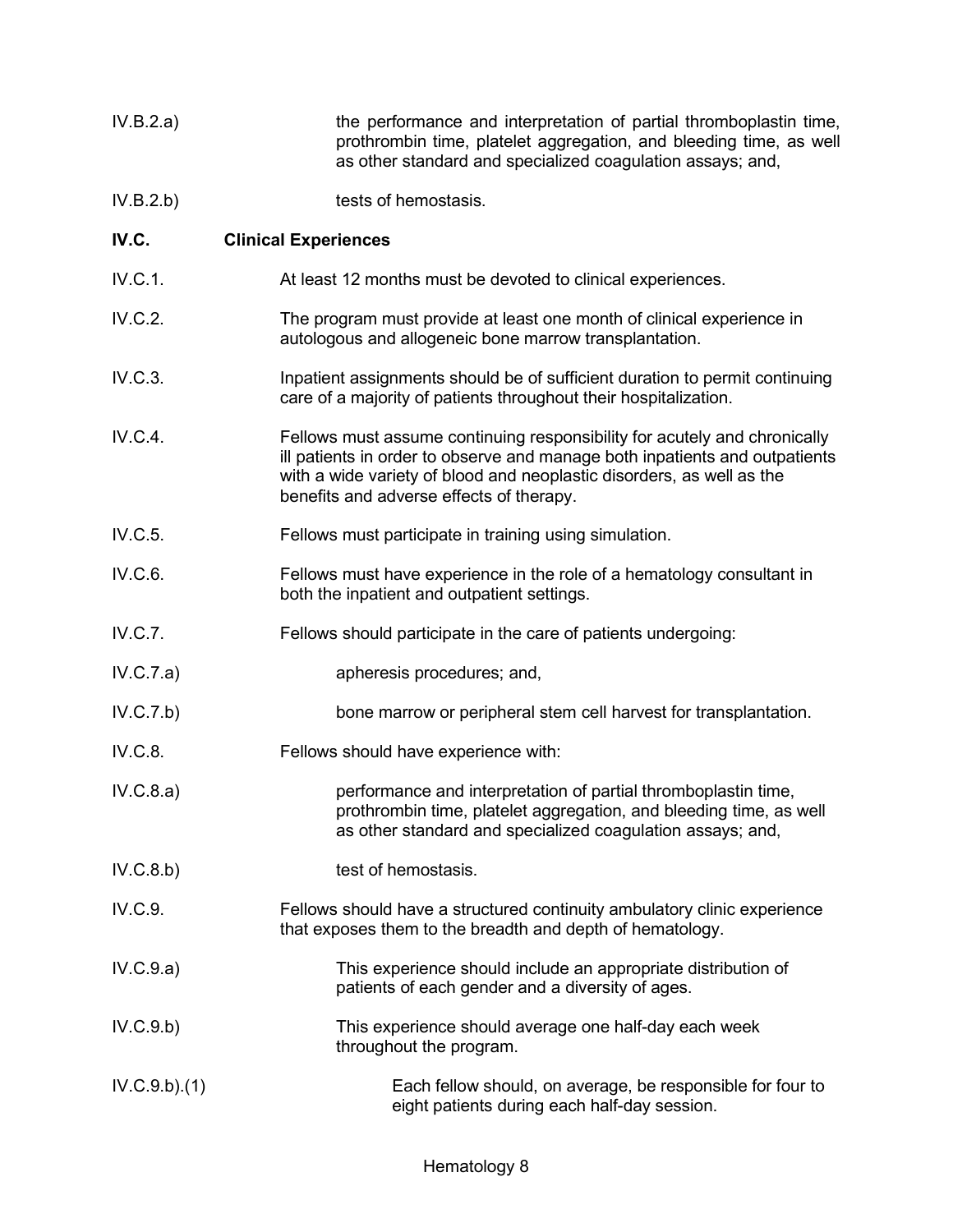IV.B.2.a) the performance and interpretation of partial thromboplastin time, prothrombin time, platelet aggregation, and bleeding time, as well as other standard and specialized coagulation assays; and,

IV.B.2.b) tests of hemostasis.

**IV.C. Clinical Experiences**

IV.C.1. At least 12 months must be devoted to clinical experiences.

IV.C.2. The program must provide at least one month of clinical experience in autologous and allogeneic bone marrow transplantation.

IV.C.3. Inpatient assignments should be of sufficient duration to permit continuing care of a majority of patients throughout their hospitalization.

IV.C.4. Fellows must assume continuing responsibility for acutely and chronically ill patients in order to observe and manage both inpatients and outpatients with a wide variety of blood and neoplastic disorders, as well as the benefits and adverse effects of therapy.

IV.C.5. Fellows must participate in training using simulation.

IV.C.6. Fellows must have experience in the role of a hematology consultant in both the inpatient and outpatient settings.

IV.C.7. Fellows should participate in the care of patients undergoing:

IV.C.7.a) apheresis procedures; and,

IV.C.7.b) bone marrow or peripheral stem cell harvest for transplantation.

IV.C.8. Fellows should have experience with:

IV.C.8.a) performance and interpretation of partial thromboplastin time, prothrombin time, platelet aggregation, and bleeding time, as well as other standard and specialized coagulation assays; and,

IV.C.8.b) test of hemostasis.

IV.C.9. Fellows should have a structured continuity ambulatory clinic experience that exposes them to the breadth and depth of hematology.

IV.C.9.a) This experience should include an appropriate distribution of patients of each gender and a diversity of ages.

IV.C.9.b) This experience should average one half-day each week throughout the program.

IV.C.9.b).(1) Each fellow should, on average, be responsible for four to eight patients during each half-day session.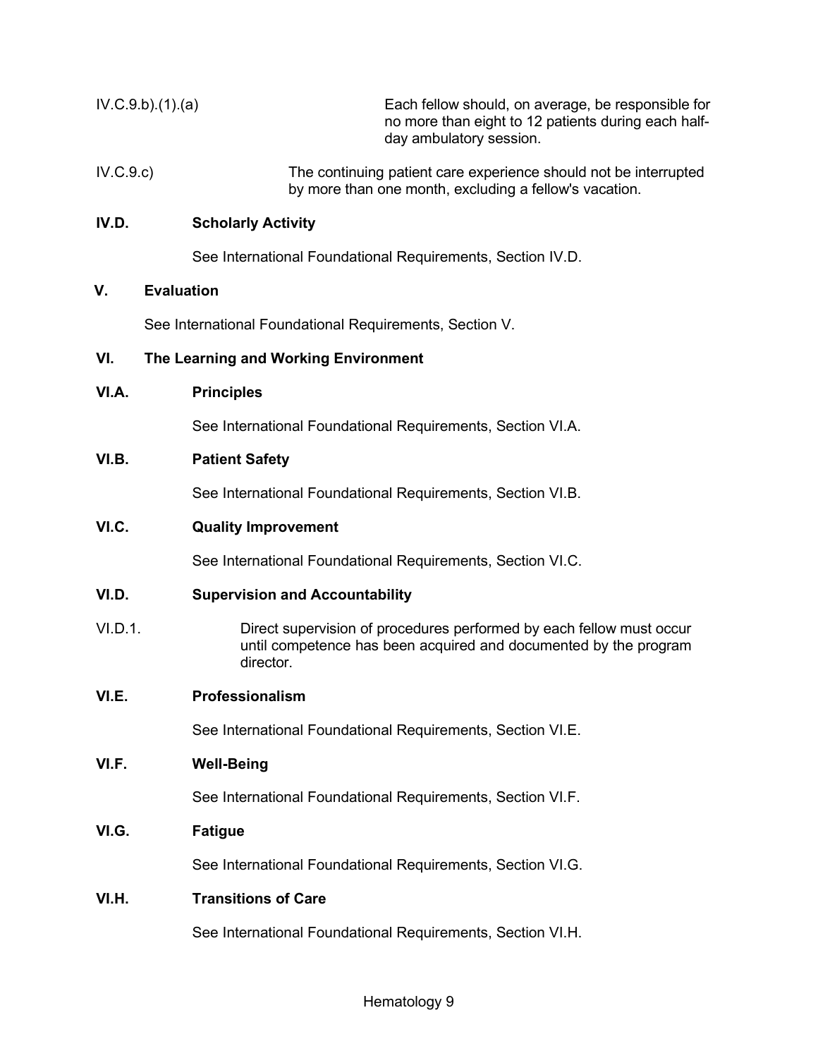IV.C.9.b).(1).(a) Each fellow should, on average, be responsible for no more than eight to 12 patients during each half-day ambulatory session.

IV.C.9.c) The continuing patient care experience should not be interrupted by more than one month, excluding a fellow's vacation.

## IV.D. Scholarly Activity

See International Foundational Requirements, Section IV.D.

## V. Evaluation

See International Foundational Requirements, Section V.

## VI. The Learning and Working Environment

### VI.A. Principles

See International Foundational Requirements, Section VI.A.

### VI.B. Patient Safety

See International Foundational Requirements, Section VI.B.

### VI.C. Quality Improvement

See International Foundational Requirements, Section VI.C.

### VI.D. Supervision and Accountability

VI.D.1. Direct supervision of procedures performed by each fellow must occur until competence has been acquired and documented by the program director.

### VI.E. Professionalism

See International Foundational Requirements, Section VI.E.

### VI.F. Well-Being

See International Foundational Requirements, Section VI.F.

### VI.G. Fatigue

See International Foundational Requirements, Section VI.G.

### VI.H. Transitions of Care

See International Foundational Requirements, Section VI.H.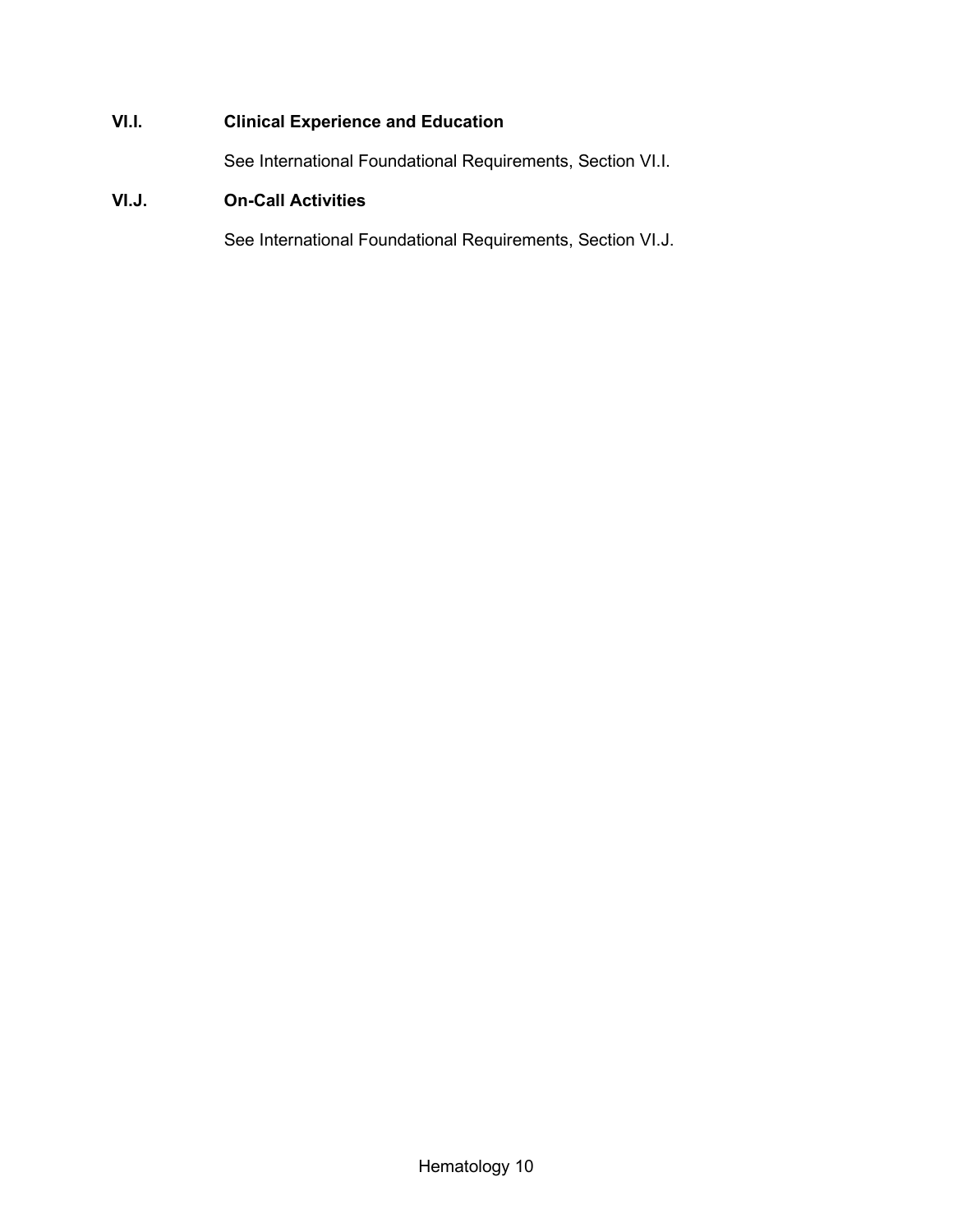**VI.I. Clinical Experience and Education**

See International Foundational Requirements, Section VI.I.

**VI.J. On-Call Activities**

See International Foundational Requirements, Section VI.J.